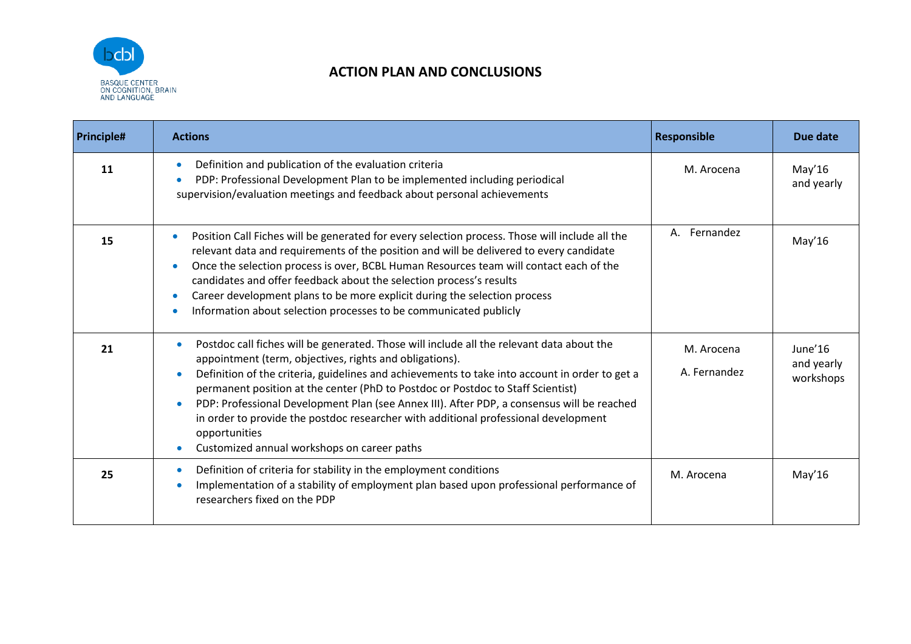BASQUE CENTER ON COGNITION, BRAIN AND LANGUAGE

# ACTION PLAN AND CONCLUSIONS

| Principle# | Actions | Responsible | Due date |
|---|---|---|---|
| 11 | • Definition and publication of the evaluation criteria<br>• PDP: Professional Development Plan to be implemented including periodical supervision/evaluation meetings and feedback about personal achievements | M. Arocena | May'16 and yearly |
| 15 | • Position Call Fiches will be generated for every selection process. Those will include all the relevant data and requirements of the position and will be delivered to every candidate<br>• Once the selection process is over, BCBL Human Resources team will contact each of the candidates and offer feedback about the selection process's results<br>• Career development plans to be more explicit during the selection process<br>• Information about selection processes to be communicated publicly | A. Fernandez | May'16 |
| 21 | • Postdoc call fiches will be generated. Those will include all the relevant data about the appointment (term, objectives, rights and obligations).<br>• Definition of the criteria, guidelines and achievements to take into account in order to get a permanent position at the center (PhD to Postdoc or Postdoc to Staff Scientist)<br>• PDP: Professional Development Plan (see Annex III). After PDP, a consensus will be reached in order to provide the postdoc researcher with additional professional development opportunities<br>• Customized annual workshops on career paths | M. Arocena<br>A. Fernandez | June'16 and yearly workshops |
| 25 | • Definition of criteria for stability in the employment conditions<br>• Implementation of a stability of employment plan based upon professional performance of researchers fixed on the PDP | M. Arocena | May'16 |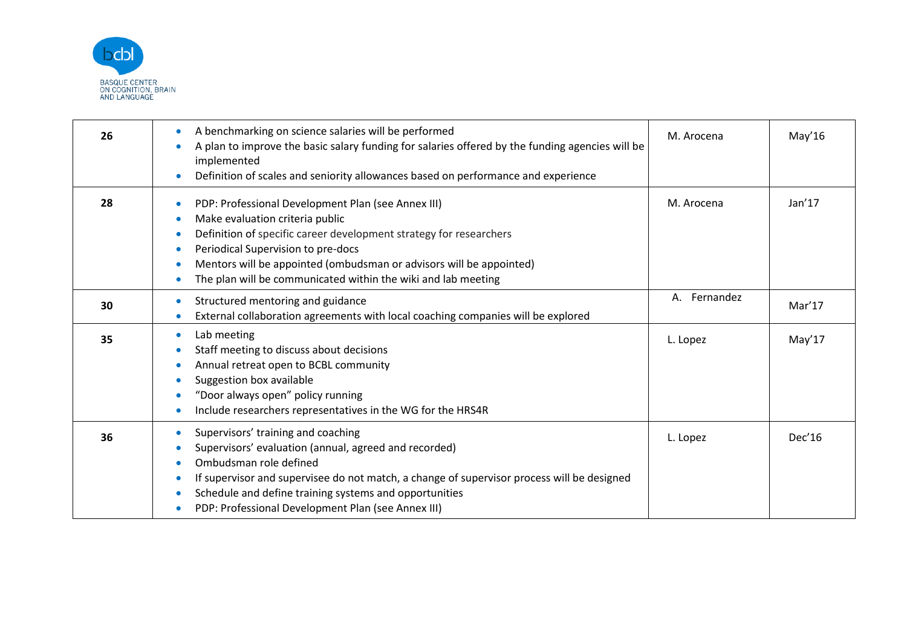| | | | |
|---|---|---|---|
| **26** | • A benchmarking on science salaries will be performed<br>• A plan to improve the basic salary funding for salaries offered by the funding agencies will be implemented<br>• Definition of scales and seniority allowances based on performance and experience | M. Arocena | May'16 |
| **28** | • PDP: Professional Development Plan (see Annex III)<br>• Make evaluation criteria public<br>• Definition of specific career development strategy for researchers<br>• Periodical Supervision to pre-docs<br>• Mentors will be appointed (ombudsman or advisors will be appointed)<br>• The plan will be communicated within the wiki and lab meeting | M. Arocena | Jan'17 |
| **30** | • Structured mentoring and guidance<br>• External collaboration agreements with local coaching companies will be explored | A. Fernandez | Mar'17 |
| **35** | • Lab meeting<br>• Staff meeting to discuss about decisions<br>• Annual retreat open to BCBL community<br>• Suggestion box available<br>• "Door always open" policy running<br>• Include researchers representatives in the WG for the HRS4R | L. Lopez | May'17 |
| **36** | • Supervisors' training and coaching<br>• Supervisors' evaluation (annual, agreed and recorded)<br>• Ombudsman role defined<br>• If supervisor and supervisee do not match, a change of supervisor process will be designed<br>• Schedule and define training systems and opportunities<br>• PDP: Professional Development Plan (see Annex III) | L. Lopez | Dec'16 |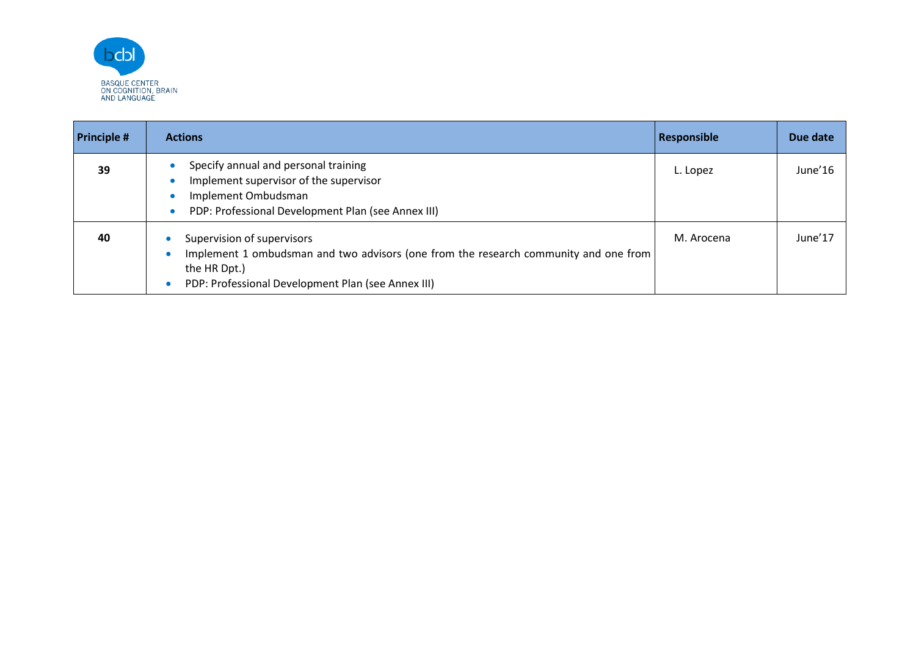| Principle # | Actions | Responsible | Due date |
|---|---|---|---|
| **39** | • Specify annual and personal training<br>• Implement supervisor of the supervisor<br>• Implement Ombudsman<br>• PDP: Professional Development Plan (see Annex III) | L. Lopez | June'16 |
| **40** | • Supervision of supervisors<br>• Implement 1 ombudsman and two advisors (one from the research community and one from the HR Dpt.)<br>• PDP: Professional Development Plan (see Annex III) | M. Arocena | June'17 |